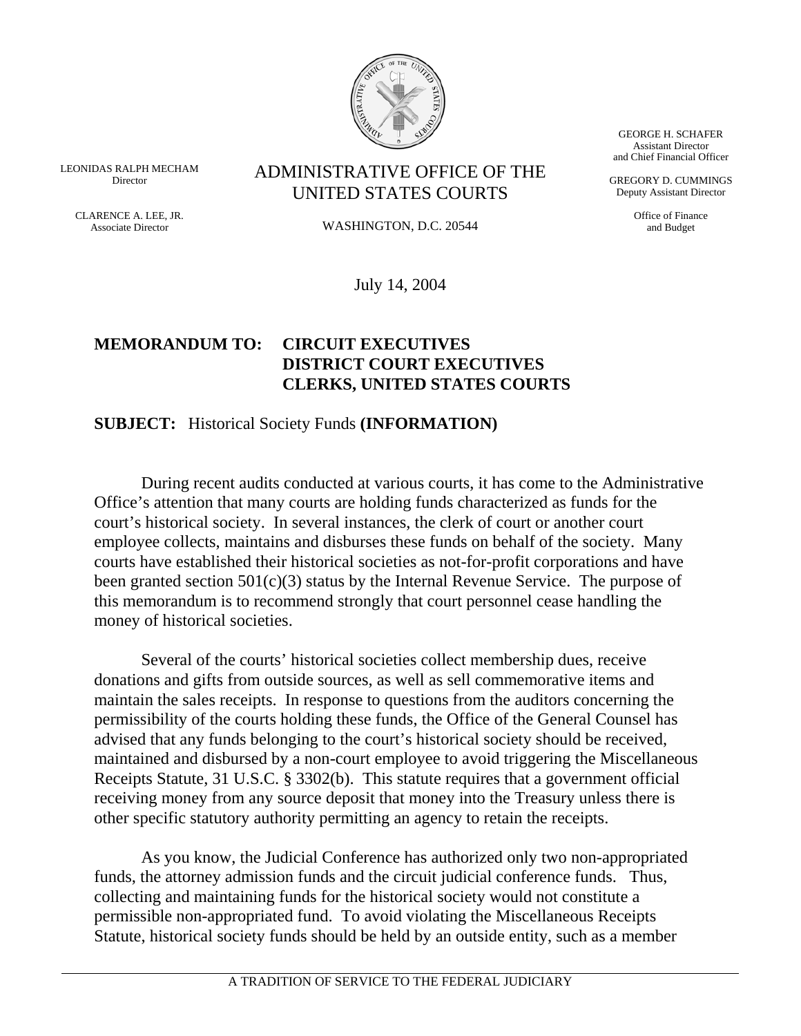LEONIDAS RALPH MECHAM
Director

CLARENCE A. LEE, JR.
Associate Director

# ADMINISTRATIVE OFFICE OF THE UNITED STATES COURTS

WASHINGTON, D.C. 20544

GEORGE H. SCHAFER
Assistant Director
and Chief Financial Officer

GREGORY D. CUMMINGS
Deputy Assistant Director

Office of Finance
and Budget

July 14, 2004

**MEMORANDUM TO: CIRCUIT EXECUTIVES**
**DISTRICT COURT EXECUTIVES**
**CLERKS, UNITED STATES COURTS**

**SUBJECT:** Historical Society Funds **(INFORMATION)**

During recent audits conducted at various courts, it has come to the Administrative Office's attention that many courts are holding funds characterized as funds for the court's historical society. In several instances, the clerk of court or another court employee collects, maintains and disburses these funds on behalf of the society. Many courts have established their historical societies as not-for-profit corporations and have been granted section 501(c)(3) status by the Internal Revenue Service. The purpose of this memorandum is to recommend strongly that court personnel cease handling the money of historical societies.

Several of the courts' historical societies collect membership dues, receive donations and gifts from outside sources, as well as sell commemorative items and maintain the sales receipts. In response to questions from the auditors concerning the permissibility of the courts holding these funds, the Office of the General Counsel has advised that any funds belonging to the court's historical society should be received, maintained and disbursed by a non-court employee to avoid triggering the Miscellaneous Receipts Statute, 31 U.S.C. § 3302(b). This statute requires that a government official receiving money from any source deposit that money into the Treasury unless there is other specific statutory authority permitting an agency to retain the receipts.

As you know, the Judicial Conference has authorized only two non-appropriated funds, the attorney admission funds and the circuit judicial conference funds. Thus, collecting and maintaining funds for the historical society would not constitute a permissible non-appropriated fund. To avoid violating the Miscellaneous Receipts Statute, historical society funds should be held by an outside entity, such as a member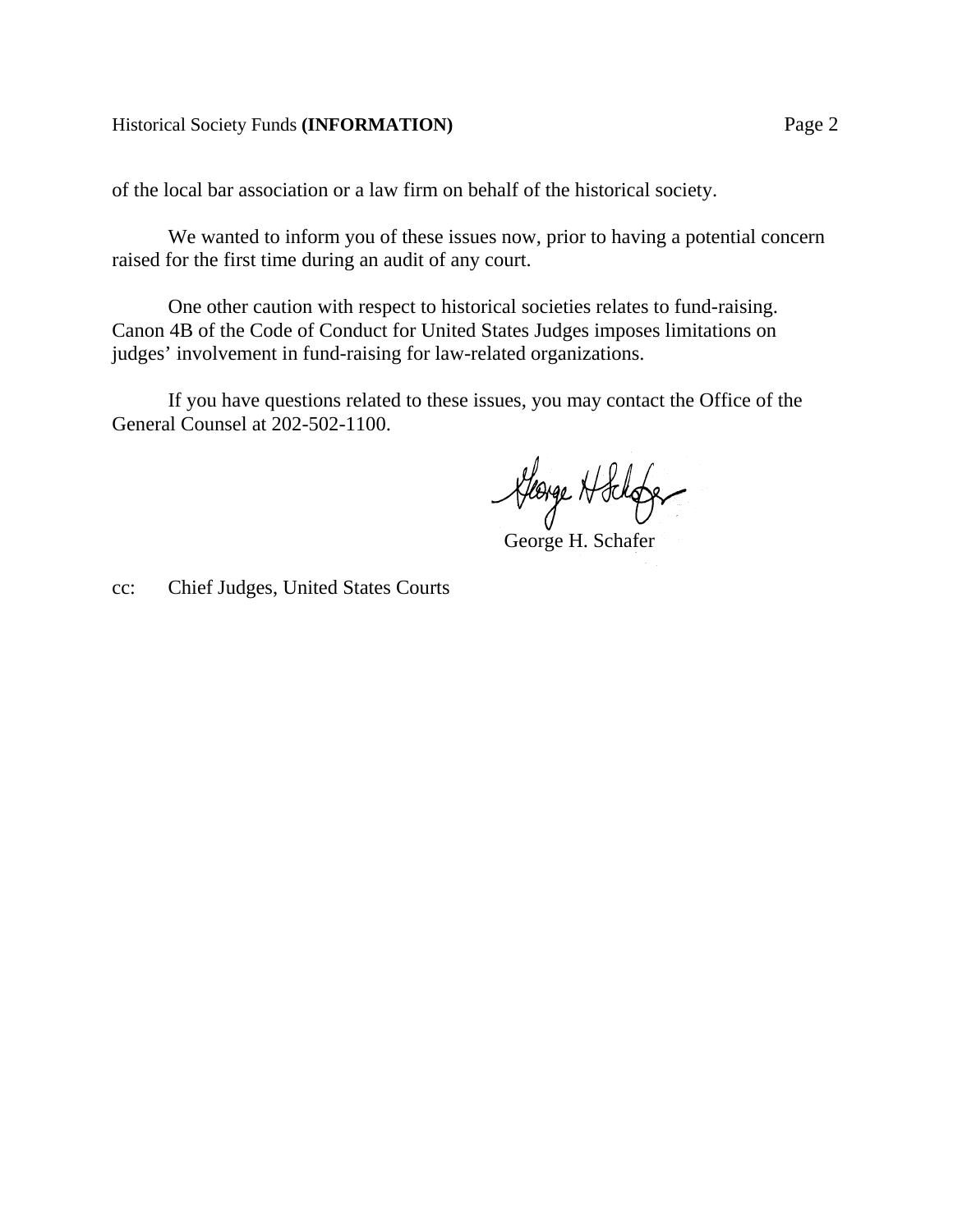of the local bar association or a law firm on behalf of the historical society.

We wanted to inform you of these issues now, prior to having a potential concern raised for the first time during an audit of any court.

One other caution with respect to historical societies relates to fund-raising. Canon 4B of the Code of Conduct for United States Judges imposes limitations on judges' involvement in fund-raising for law-related organizations.

If you have questions related to these issues, you may contact the Office of the General Counsel at 202-502-1100.

George H. Schafer

cc: Chief Judges, United States Courts